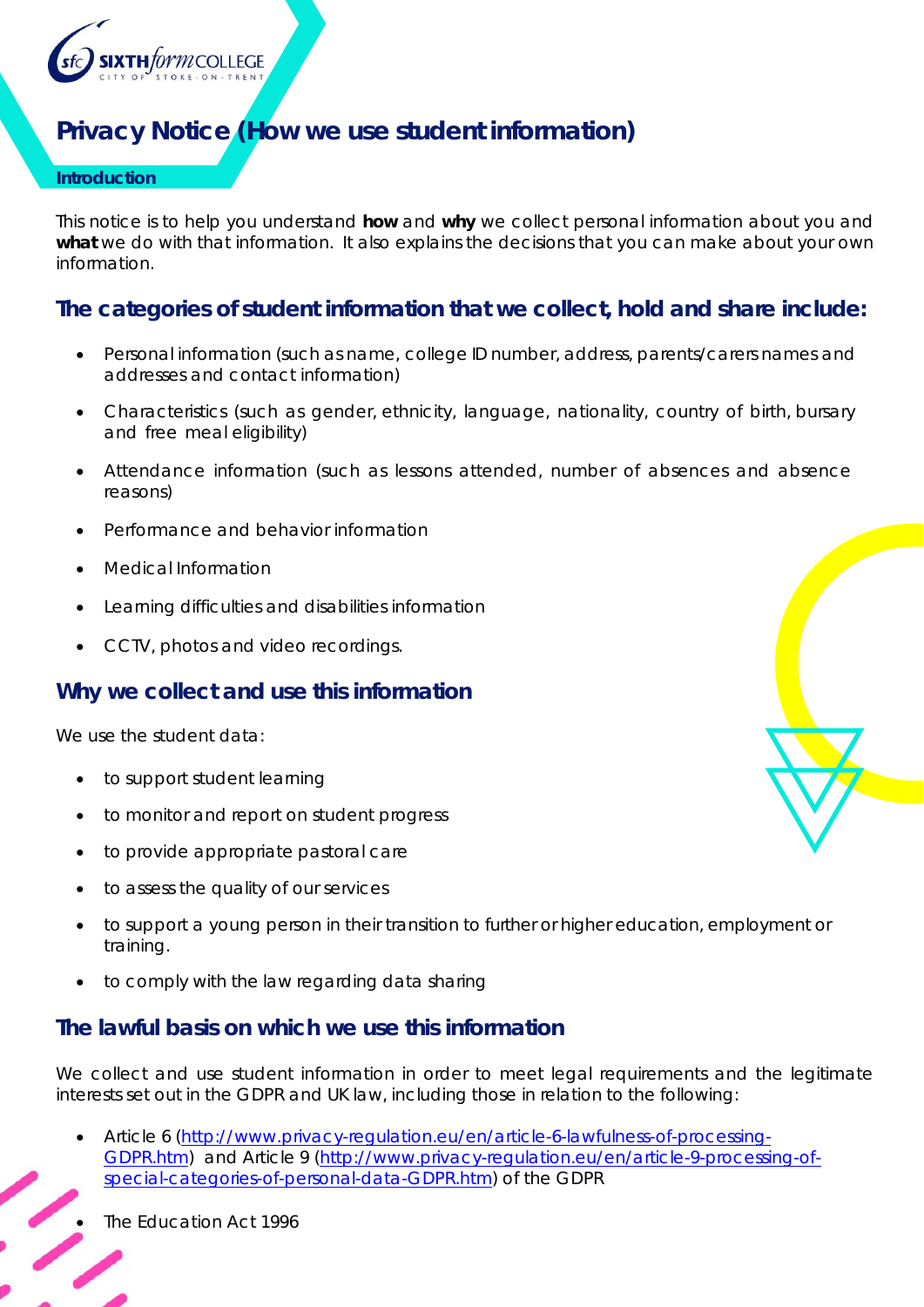# Privacy Notice (How we use student information)

## Introduction

This notice is to help you understand **how** and **why** we collect personal information about you and **what** we do with that information. It also explains the decisions that you can make about your own information.

## The categories of student information that we collect, hold and share include:

- Personal information (such as name, college ID number, address, parents/carers names and addresses and contact information)
- Characteristics (such as gender, ethnicity, language, nationality, country of birth, bursary and free meal eligibility)
- Attendance information (such as lessons attended, number of absences and absence reasons)
- Performance and behavior information
- Medical Information
- Learning difficulties and disabilities information
- CCTV, photos and video recordings.

## Why we collect and use this information

We use the student data:

- to support student learning
- to monitor and report on student progress
- to provide appropriate pastoral care
- to assess the quality of our services
- to support a young person in their transition to further or higher education, employment or training.
- to comply with the law regarding data sharing

## The lawful basis on which we use this information

We collect and use student information in order to meet legal requirements and the legitimate interests set out in the GDPR and UK law, including those in relation to the following:

- Article 6 (http://www.privacy-regulation.eu/en/article-6-lawfulness-of-processing-GDPR.htm) and Article 9 (http://www.privacy-regulation.eu/en/article-9-processing-of-special-categories-of-personal-data-GDPR.htm) of the GDPR
- The Education Act 1996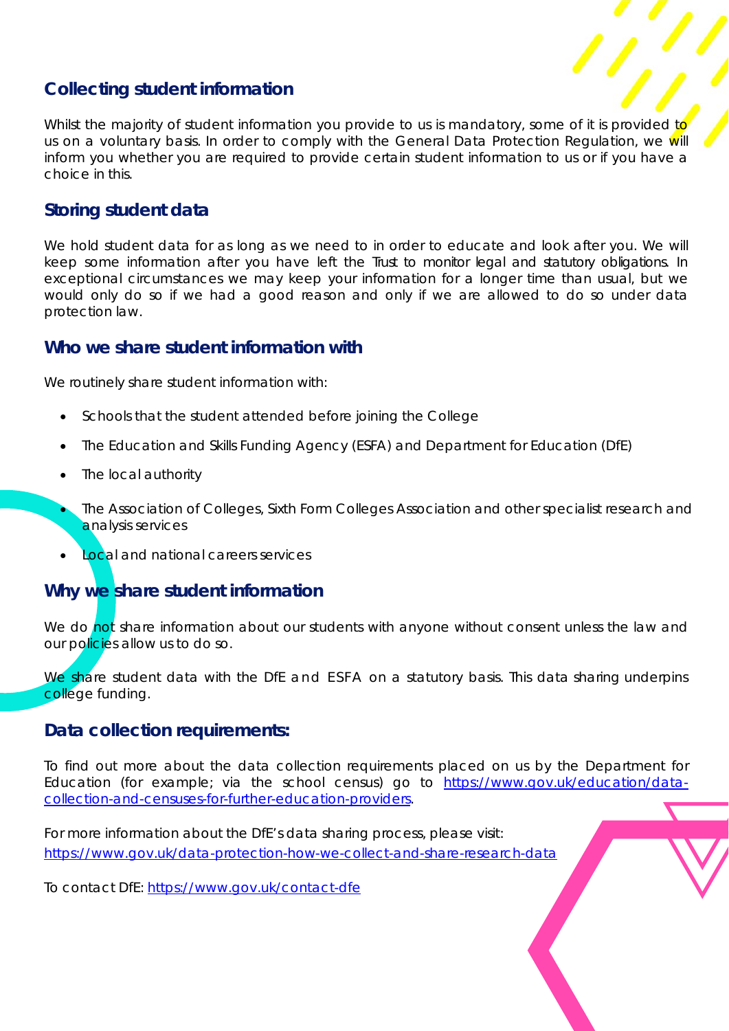## Collecting student information

Whilst the majority of student information you provide to us is mandatory, some of it is provided to us on a voluntary basis. In order to comply with the General Data Protection Regulation, we will inform you whether you are required to provide certain student information to us or if you have a choice in this.

## Storing student data

We hold student data for as long as we need to in order to educate and look after you. We will keep some information after you have left the Trust to monitor legal and statutory obligations. In exceptional circumstances we may keep your information for a longer time than usual, but we would only do so if we had a good reason and only if we are allowed to do so under data protection law.

## Who we share student information with

We routinely share student information with:

- Schools that the student attended before joining the College
- The Education and Skills Funding Agency (ESFA) and Department for Education (DfE)
- The local authority
- The Association of Colleges, Sixth Form Colleges Association and other specialist research and analysis services
- Local and national careers services

## Why we share student information

We do not share information about our students with anyone without consent unless the law and our policies allow us to do so.

We share student data with the DfE and ESFA on a statutory basis. This data sharing underpins college funding.

## Data collection requirements:

To find out more about the data collection requirements placed on us by the Department for Education (for example; via the school census) go to https://www.gov.uk/education/data-collection-and-censuses-for-further-education-providers.

For more information about the DfE's data sharing process, please visit:
https://www.gov.uk/data-protection-how-we-collect-and-share-research-data

To contact DfE: https://www.gov.uk/contact-dfe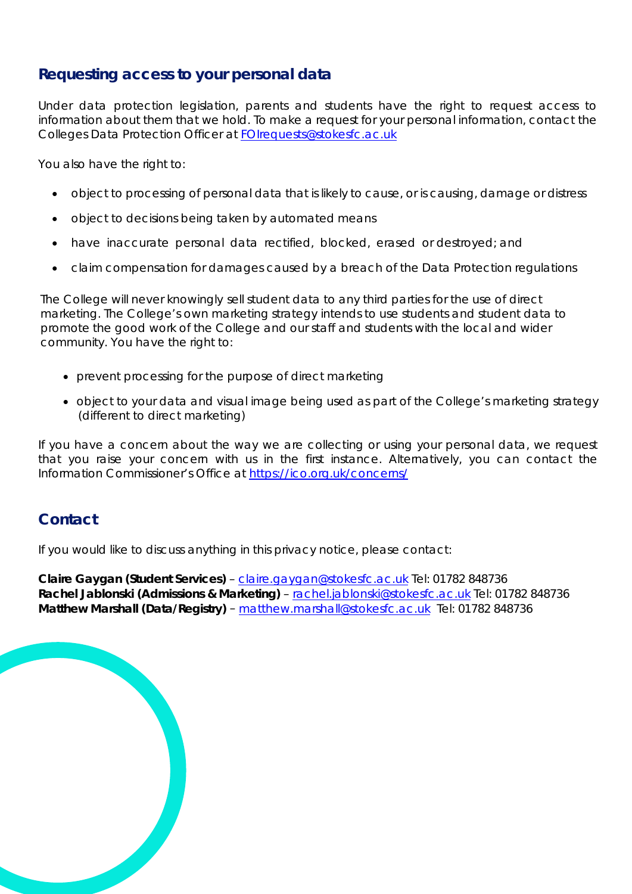## Requesting access to your personal data

Under data protection legislation, parents and students have the right to request access to information about them that we hold. To make a request for your personal information, contact the Colleges Data Protection Officer at FOIrequests@stokesfc.ac.uk

You also have the right to:

- object to processing of personal data that is likely to cause, or is causing, damage or distress
- object to decisions being taken by automated means
- have inaccurate personal data rectified, blocked, erased or destroyed; and
- claim compensation for damages caused by a breach of the Data Protection regulations

The College will never knowingly sell student data to any third parties for the use of direct marketing. The College's own marketing strategy intends to use students and student data to promote the good work of the College and our staff and students with the local and wider community. You have the right to:

- prevent processing for the purpose of direct marketing
- object to your data and visual image being used as part of the College's marketing strategy (different to direct marketing)

If you have a concern about the way we are collecting or using your personal data, we request that you raise your concern with us in the first instance. Alternatively, you can contact the Information Commissioner's Office at https://ico.org.uk/concerns/

## Contact

If you would like to discuss anything in this privacy notice, please contact:

**Claire Gaygan (Student Services)** – claire.gaygan@stokesfc.ac.uk Tel: 01782 848736
**Rachel Jablonski (Admissions & Marketing)** – rachel.jablonski@stokesfc.ac.uk Tel: 01782 848736
**Matthew Marshall (Data/Registry)** – matthew.marshall@stokesfc.ac.uk Tel: 01782 848736